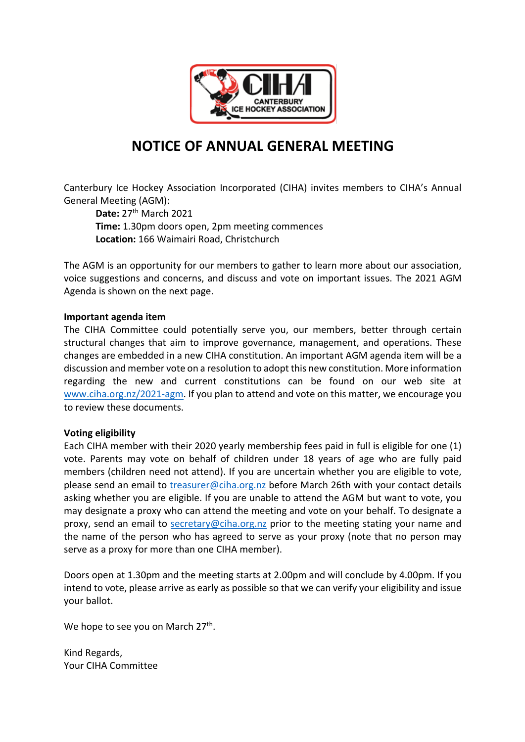# NOTICE OF ANNUAL GENERAL MEETING

Canterbury Ice Hockey Association Incorporated (CIHA) invites members to CIHA's Annual General Meeting (AGM):

**Date:** 27th March 2021
**Time:** 1.30pm doors open, 2pm meeting commences
**Location:** 166 Waimairi Road, Christchurch

The AGM is an opportunity for our members to gather to learn more about our association, voice suggestions and concerns, and discuss and vote on important issues. The 2021 AGM Agenda is shown on the next page.

**Important agenda item**

The CIHA Committee could potentially serve you, our members, better through certain structural changes that aim to improve governance, management, and operations. These changes are embedded in a new CIHA constitution. An important AGM agenda item will be a discussion and member vote on a resolution to adopt this new constitution. More information regarding the new and current constitutions can be found on our web site at www.ciha.org.nz/2021-agm. If you plan to attend and vote on this matter, we encourage you to review these documents.

**Voting eligibility**

Each CIHA member with their 2020 yearly membership fees paid in full is eligible for one (1) vote. Parents may vote on behalf of children under 18 years of age who are fully paid members (children need not attend). If you are uncertain whether you are eligible to vote, please send an email to treasurer@ciha.org.nz before March 26th with your contact details asking whether you are eligible. If you are unable to attend the AGM but want to vote, you may designate a proxy who can attend the meeting and vote on your behalf. To designate a proxy, send an email to secretary@ciha.org.nz prior to the meeting stating your name and the name of the person who has agreed to serve as your proxy (note that no person may serve as a proxy for more than one CIHA member).

Doors open at 1.30pm and the meeting starts at 2.00pm and will conclude by 4.00pm. If you intend to vote, please arrive as early as possible so that we can verify your eligibility and issue your ballot.

We hope to see you on March 27th.

Kind Regards,
Your CIHA Committee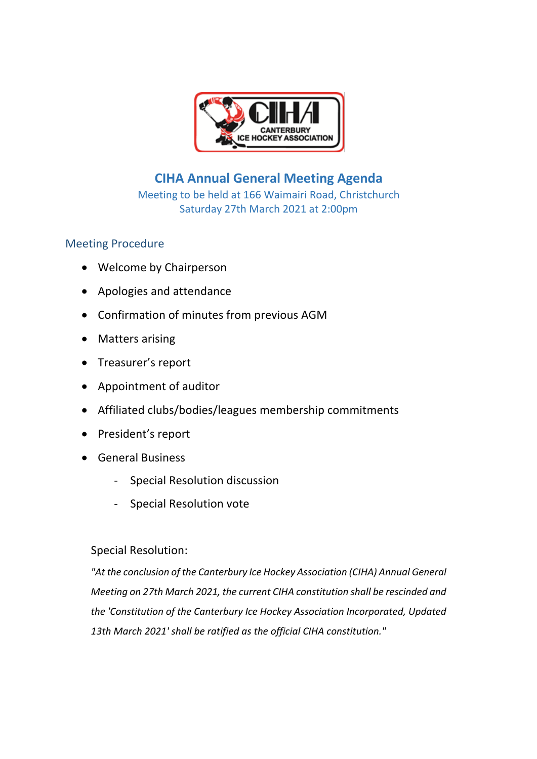# CIHA Annual General Meeting Agenda

Meeting to be held at 166 Waimairi Road, Christchurch
Saturday 27th March 2021 at 2:00pm

## Meeting Procedure

- Welcome by Chairperson
- Apologies and attendance
- Confirmation of minutes from previous AGM
- Matters arising
- Treasurer's report
- Appointment of auditor
- Affiliated clubs/bodies/leagues membership commitments
- President's report
- General Business
    - Special Resolution discussion
    - Special Resolution vote

Special Resolution:

*"At the conclusion of the Canterbury Ice Hockey Association (CIHA) Annual General Meeting on 27th March 2021, the current CIHA constitution shall be rescinded and the 'Constitution of the Canterbury Ice Hockey Association Incorporated, Updated 13th March 2021' shall be ratified as the official CIHA constitution."*